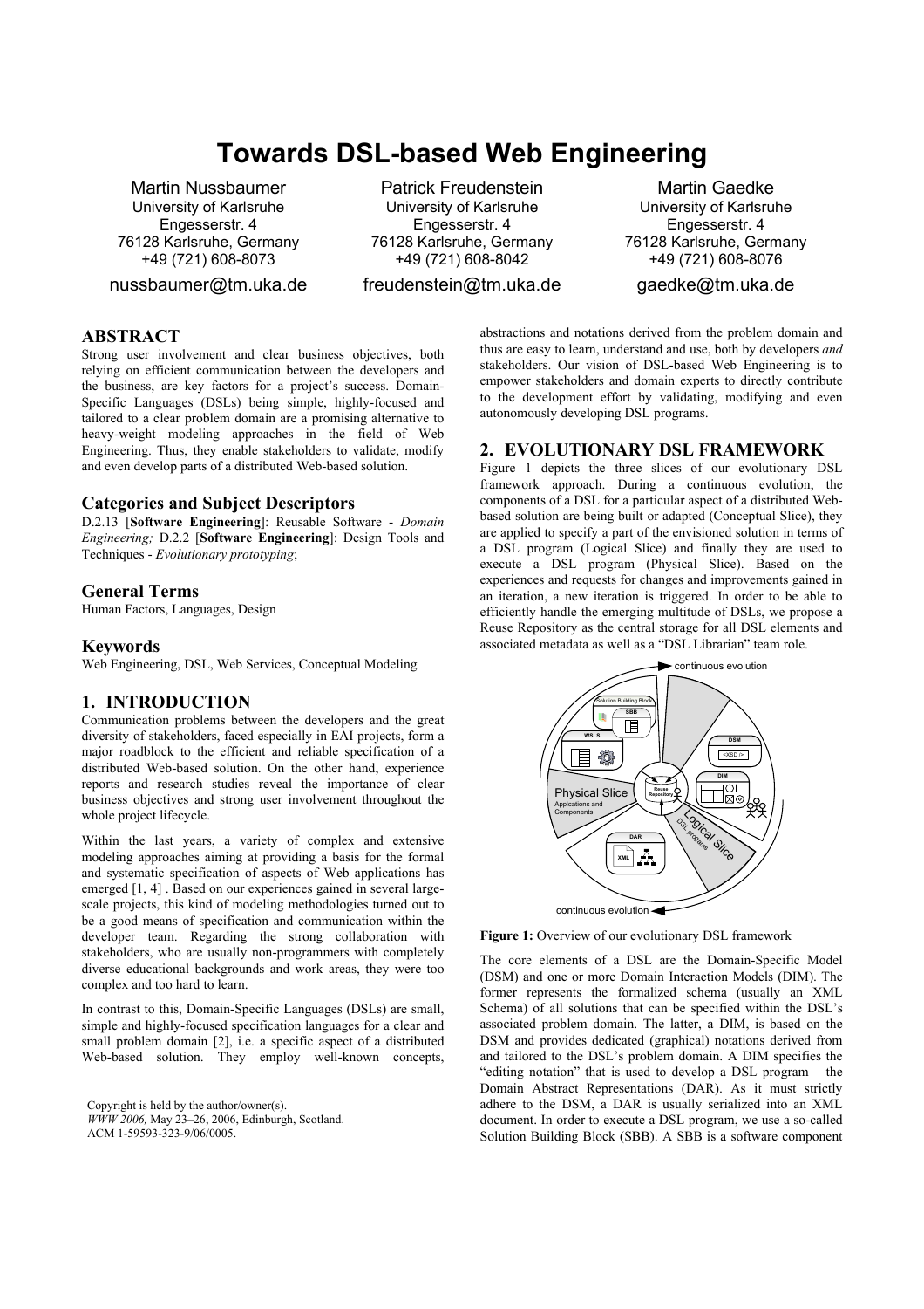# Towards DSL-based Web Engineering

Martin Nussbaumer
University of Karlsruhe
Engesserstr. 4
76128 Karlsruhe, Germany
+49 (721) 608-8073
nussbaumer@tm.uka.de

Patrick Freudenstein
University of Karlsruhe
Engesserstr. 4
76128 Karlsruhe, Germany
+49 (721) 608-8042
freudenstein@tm.uka.de

Martin Gaedke
University of Karlsruhe
Engesserstr. 4
76128 Karlsruhe, Germany
+49 (721) 608-8076
gaedke@tm.uka.de

## ABSTRACT

Strong user involvement and clear business objectives, both relying on efficient communication between the developers and the business, are key factors for a project's success. Domain-Specific Languages (DSLs) being simple, highly-focused and tailored to a clear problem domain are a promising alternative to heavy-weight modeling approaches in the field of Web Engineering. Thus, they enable stakeholders to validate, modify and even develop parts of a distributed Web-based solution.

### Categories and Subject Descriptors

D.2.13 [**Software Engineering**]: Reusable Software - *Domain Engineering;* D.2.2 [**Software Engineering**]: Design Tools and Techniques - *Evolutionary prototyping*;

### General Terms

Human Factors, Languages, Design

### Keywords

Web Engineering, DSL, Web Services, Conceptual Modeling

## 1. INTRODUCTION

Communication problems between the developers and the great diversity of stakeholders, faced especially in EAI projects, form a major roadblock to the efficient and reliable specification of a distributed Web-based solution. On the other hand, experience reports and research studies reveal the importance of clear business objectives and strong user involvement throughout the whole project lifecycle.

Within the last years, a variety of complex and extensive modeling approaches aiming at providing a basis for the formal and systematic specification of aspects of Web applications has emerged [1, 4] . Based on our experiences gained in several large-scale projects, this kind of modeling methodologies turned out to be a good means of specification and communication within the developer team. Regarding the strong collaboration with stakeholders, who are usually non-programmers with completely diverse educational backgrounds and work areas, they were too complex and too hard to learn.

In contrast to this, Domain-Specific Languages (DSLs) are small, simple and highly-focused specification languages for a clear and small problem domain [2], i.e. a specific aspect of a distributed Web-based solution. They employ well-known concepts, abstractions and notations derived from the problem domain and thus are easy to learn, understand and use, both by developers *and* stakeholders. Our vision of DSL-based Web Engineering is to empower stakeholders and domain experts to directly contribute to the development effort by validating, modifying and even autonomously developing DSL programs.

Copyright is held by the author/owner(s).
*WWW 2006,* May 23–26, 2006, Edinburgh, Scotland.
ACM 1-59593-323-9/06/0005.

## 2. EVOLUTIONARY DSL FRAMEWORK

Figure 1 depicts the three slices of our evolutionary DSL framework approach. During a continuous evolution, the components of a DSL for a particular aspect of a distributed Web-based solution are being built or adapted (Conceptual Slice), they are applied to specify a part of the envisioned solution in terms of a DSL program (Logical Slice) and finally they are used to execute a DSL program (Physical Slice). Based on the experiences and requests for changes and improvements gained in an iteration, a new iteration is triggered. In order to be able to efficiently handle the emerging multitude of DSLs, we propose a Reuse Repository as the central storage for all DSL elements and associated metadata as well as a "DSL Librarian" team role.

continuous evolution
Solution Building Block
SBB
WSLS
DSM
<XSD />
DIM
Reuse Repository
Physical Slice
Applications and Components
Logical Slice
DSL programs
DAR
XML
continuous evolution

**Figure 1:** Overview of our evolutionary DSL framework

The core elements of a DSL are the Domain-Specific Model (DSM) and one or more Domain Interaction Models (DIM). The former represents the formalized schema (usually an XML Schema) of all solutions that can be specified within the DSL's associated problem domain. The latter, a DIM, is based on the DSM and provides dedicated (graphical) notations derived from and tailored to the DSL's problem domain. A DIM specifies the "editing notation" that is used to develop a DSL program – the Domain Abstract Representations (DAR). As it must strictly adhere to the DSM, a DAR is usually serialized into an XML document. In order to execute a DSL program, we use a so-called Solution Building Block (SBB). A SBB is a software component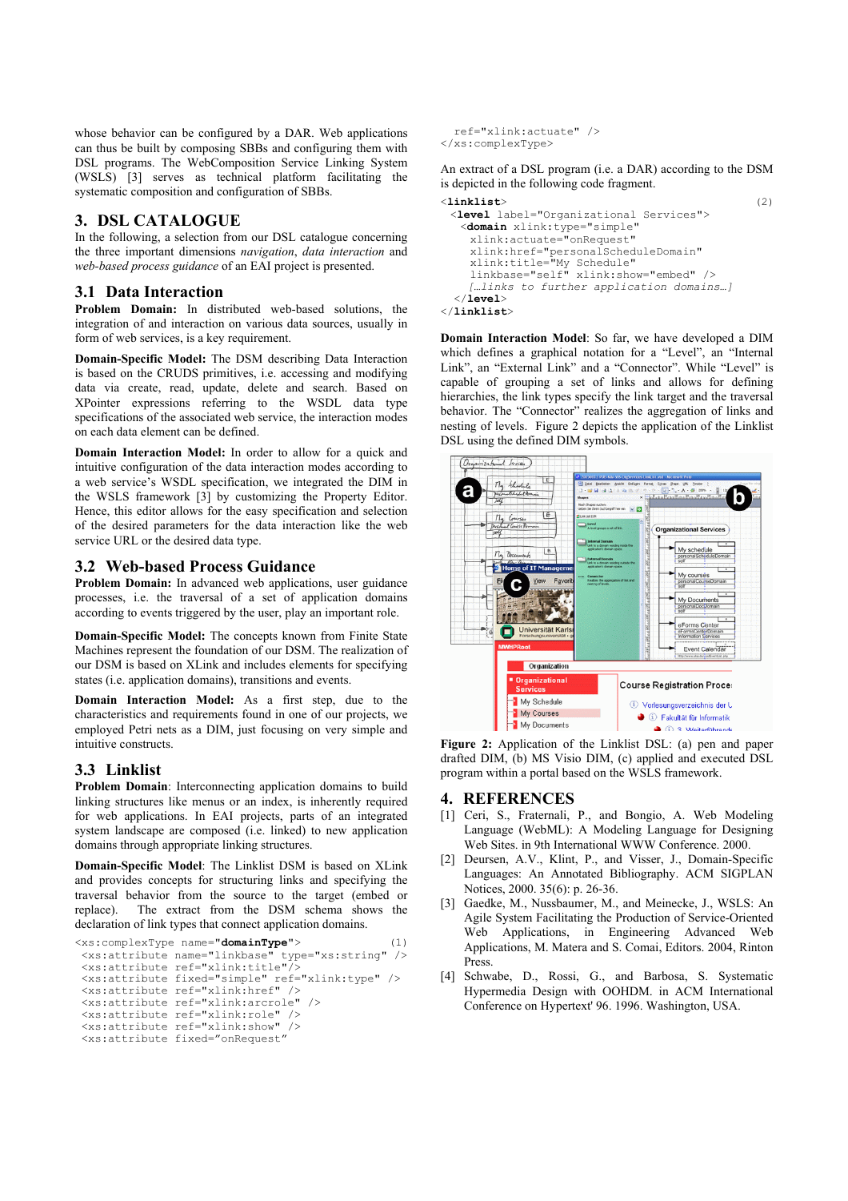whose behavior can be configured by a DAR. Web applications can thus be built by composing SBBs and configuring them with DSL programs. The WebComposition Service Linking System (WSLS) [3] serves as technical platform facilitating the systematic composition and configuration of SBBs.

## 3. DSL CATALOGUE

In the following, a selection from our DSL catalogue concerning the three important dimensions *navigation*, *data interaction* and *web-based process guidance* of an EAI project is presented.

### 3.1 Data Interaction

**Problem Domain:** In distributed web-based solutions, the integration of and interaction on various data sources, usually in form of web services, is a key requirement.

**Domain-Specific Model:** The DSM describing Data Interaction is based on the CRUDS primitives, i.e. accessing and modifying data via create, read, update, delete and search. Based on XPointer expressions referring to the WSDL data type specifications of the associated web service, the interaction modes on each data element can be defined.

**Domain Interaction Model:** In order to allow for a quick and intuitive configuration of the data interaction modes according to a web service's WSDL specification, we integrated the DIM in the WSLS framework [3] by customizing the Property Editor. Hence, this editor allows for the easy specification and selection of the desired parameters for the data interaction like the web service URL or the desired data type.

### 3.2 Web-based Process Guidance

**Problem Domain:** In advanced web applications, user guidance processes, i.e. the traversal of a set of application domains according to events triggered by the user, play an important role.

**Domain-Specific Model:** The concepts known from Finite State Machines represent the foundation of our DSM. The realization of our DSM is based on XLink and includes elements for specifying states (i.e. application domains), transitions and events.

**Domain Interaction Model:** As a first step, due to the characteristics and requirements found in one of our projects, we employed Petri nets as a DIM, just focusing on very simple and intuitive constructs.

### 3.3 Linklist

**Problem Domain**: Interconnecting application domains to build linking structures like menus or an index, is inherently required for web applications. In EAI projects, parts of an integrated system landscape are composed (i.e. linked) to new application domains through appropriate linking structures.

**Domain-Specific Model**: The Linklist DSM is based on XLink and provides concepts for structuring links and specifying the traversal behavior from the source to the target (embed or replace). The extract from the DSM schema shows the declaration of link types that connect application domains.

```
<xs:complexType name="domainType">                        (1)
 <xs:attribute name="linkbase" type="xs:string" />
 <xs:attribute ref="xlink:title"/>
 <xs:attribute fixed="simple" ref="xlink:type" />
 <xs:attribute ref="xlink:href" />
 <xs:attribute ref="xlink:arcrole" />
 <xs:attribute ref="xlink:role" />
 <xs:attribute ref="xlink:show" />
 <xs:attribute fixed="onRequest"
   ref="xlink:actuate" />
</xs:complexType>
```

An extract of a DSL program (i.e. a DAR) according to the DSM is depicted in the following code fragment.

```
<linklist>                                                (2)
  <level label="Organizational Services">
   <domain xlink:type="simple"
     xlink:actuate="onRequest"
     xlink:href="personalScheduleDomain"
     xlink:title="My Schedule"
     linkbase="self" xlink:show="embed" />
     […links to further application domains…]
  </level>
</linklist>
```

**Domain Interaction Model**: So far, we have developed a DIM which defines a graphical notation for a "Level", an "Internal Link", an "External Link" and a "Connector". While "Level" is capable of grouping a set of links and allows for defining hierarchies, the link types specify the link target and the traversal behavior. The "Connector" realizes the aggregation of links and nesting of levels. Figure 2 depicts the application of the Linklist DSL using the defined DIM symbols.

**Figure 2:** Application of the Linklist DSL: (a) pen and paper drafted DIM, (b) MS Visio DIM, (c) applied and executed DSL program within a portal based on the WSLS framework.

## 4. REFERENCES

[1] Ceri, S., Fraternali, P., and Bongio, A. Web Modeling Language (WebML): A Modeling Language for Designing Web Sites. in 9th International WWW Conference. 2000.

[2] Deursen, A.V., Klint, P., and Visser, J., Domain-Specific Languages: An Annotated Bibliography. ACM SIGPLAN Notices, 2000. 35(6): p. 26-36.

[3] Gaedke, M., Nussbaumer, M., and Meinecke, J., WSLS: An Agile System Facilitating the Production of Service-Oriented Web Applications, in Engineering Advanced Web Applications, M. Matera and S. Comai, Editors. 2004, Rinton Press.

[4] Schwabe, D., Rossi, G., and Barbosa, S. Systematic Hypermedia Design with OOHDM. in ACM International Conference on Hypertext' 96. 1996. Washington, USA.